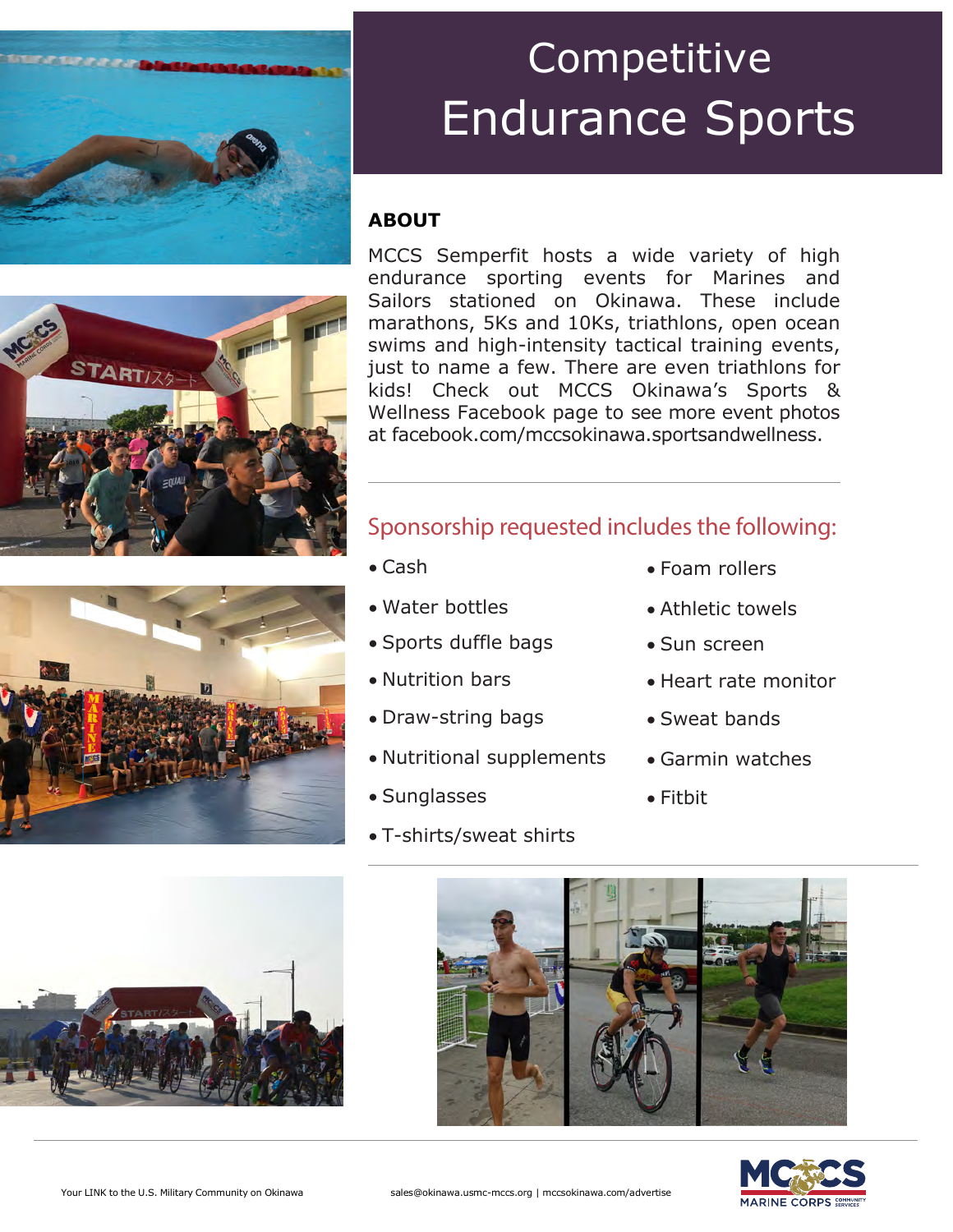# Competitive Endurance Sports

## ABOUT

MCCS Semperfit hosts a wide variety of high endurance sporting events for Marines and Sailors stationed on Okinawa. These include marathons, 5Ks and 10Ks, triathlons, open ocean swims and high-intensity tactical training events, just to name a few. There are even triathlons for kids! Check out MCCS Okinawa's Sports & Wellness Facebook page to see more event photos at facebook.com/mccsokinawa.sportsandwellness.

## Sponsorship requested includes the following:

- Cash
- Water bottles
- Sports duffle bags
- Nutrition bars
- Draw-string bags
- Nutritional supplements
- Sunglasses
- T-shirts/sweat shirts
- Foam rollers
- Athletic towels
- Sun screen
- Heart rate monitor
- Sweat bands
- Garmin watches
- Fitbit

Your LINK to the U.S. Military Community on Okinawa

sales@okinawa.usmc-mccs.org | mccsokinawa.com/advertise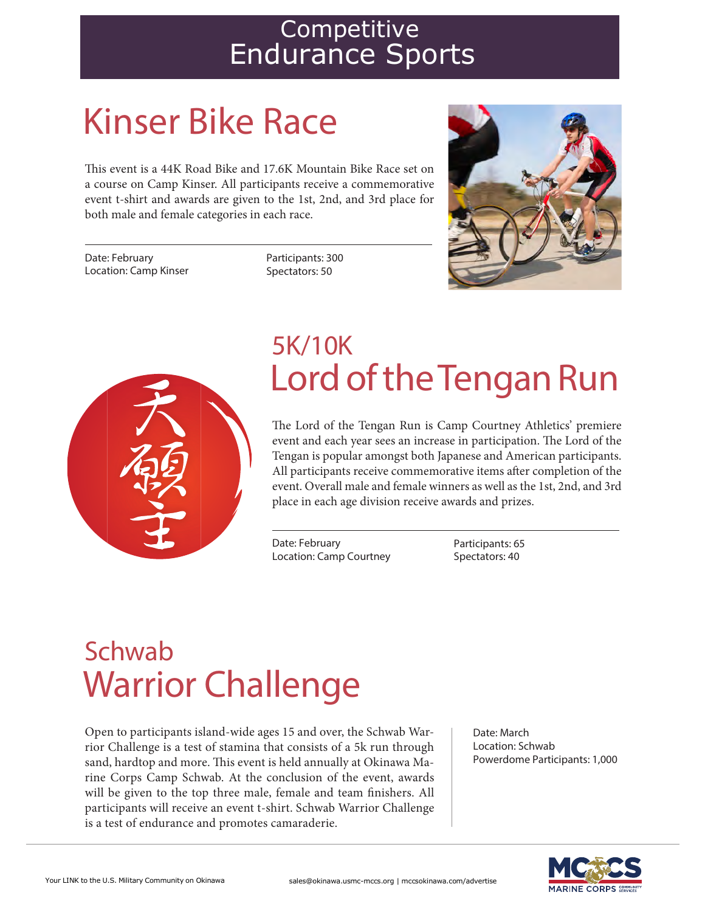# Competitive Endurance Sports

## Kinser Bike Race

This event is a 44K Road Bike and 17.6K Mountain Bike Race set on a course on Camp Kinser. All participants receive a commemorative event t-shirt and awards are given to the 1st, 2nd, and 3rd place for both male and female categories in each race.

Date: February
Location: Camp Kinser

Participants: 300
Spectators: 50

## 5K/10K Lord of the Tengan Run

The Lord of the Tengan Run is Camp Courtney Athletics' premiere event and each year sees an increase in participation. The Lord of the Tengan is popular amongst both Japanese and American participants. All participants receive commemorative items after completion of the event. Overall male and female winners as well as the 1st, 2nd, and 3rd place in each age division receive awards and prizes.

Date: February
Location: Camp Courtney

Participants: 65
Spectators: 40

## Schwab Warrior Challenge

Open to participants island-wide ages 15 and over, the Schwab Warrior Challenge is a test of stamina that consists of a 5k run through sand, hardtop and more. This event is held annually at Okinawa Marine Corps Camp Schwab. At the conclusion of the event, awards will be given to the top three male, female and team finishers. All participants will receive an event t-shirt. Schwab Warrior Challenge is a test of endurance and promotes camaraderie.

Date: March
Location: Schwab
Powerdome Participants: 1,000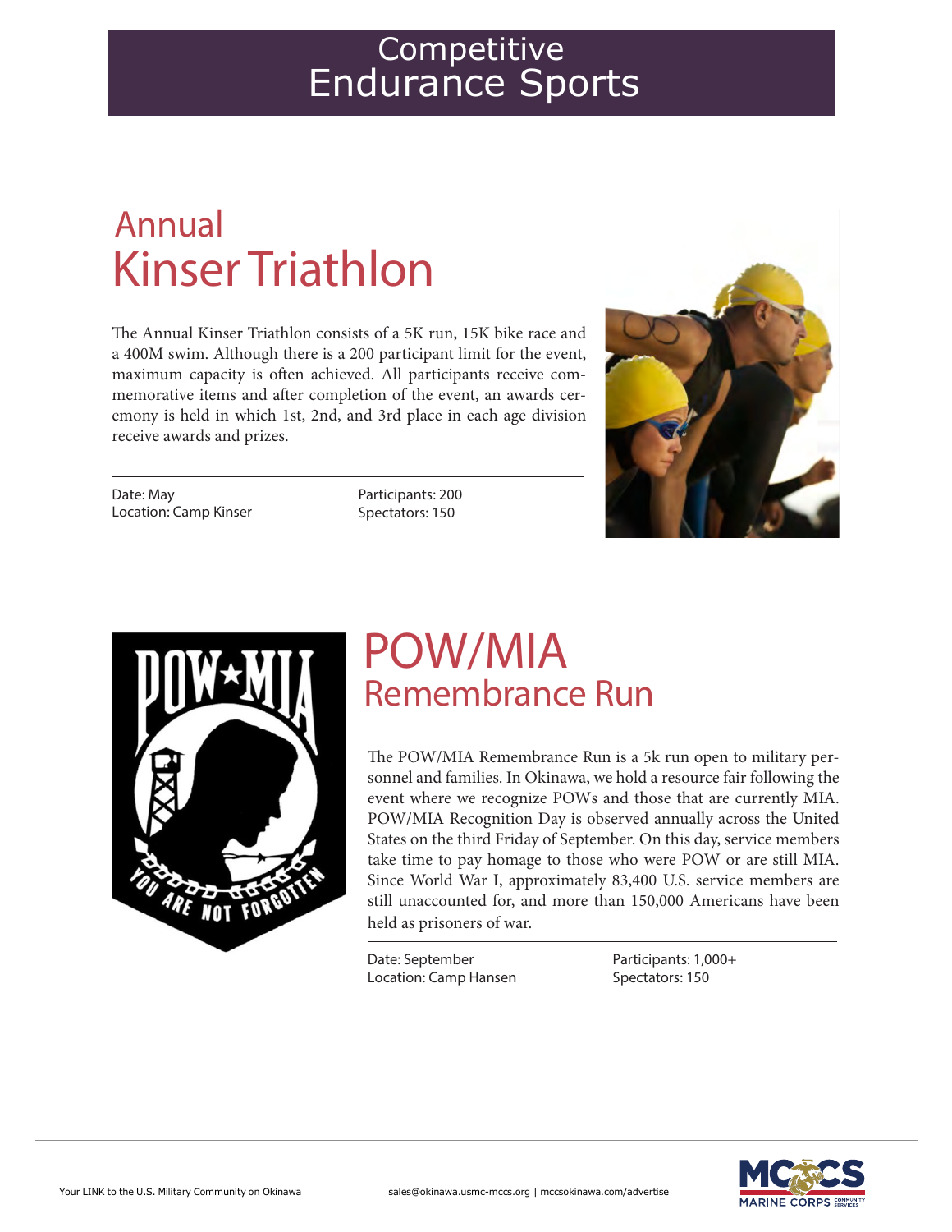# Competitive Endurance Sports

## Annual Kinser Triathlon

The Annual Kinser Triathlon consists of a 5K run, 15K bike race and a 400M swim. Although there is a 200 participant limit for the event, maximum capacity is often achieved. All participants receive commemorative items and after completion of the event, an awards ceremony is held in which 1st, 2nd, and 3rd place in each age division receive awards and prizes.

Date: May
Location: Camp Kinser

Participants: 200
Spectators: 150

## POW/MIA Remembrance Run

The POW/MIA Remembrance Run is a 5k run open to military personnel and families. In Okinawa, we hold a resource fair following the event where we recognize POWs and those that are currently MIA. POW/MIA Recognition Day is observed annually across the United States on the third Friday of September. On this day, service members take time to pay homage to those who were POW or are still MIA. Since World War I, approximately 83,400 U.S. service members are still unaccounted for, and more than 150,000 Americans have been held as prisoners of war.

Date: September
Location: Camp Hansen

Participants: 1,000+
Spectators: 150

Your LINK to the U.S. Military Community on Okinawa

sales@okinawa.usmc-mccs.org | mccsokinawa.com/advertise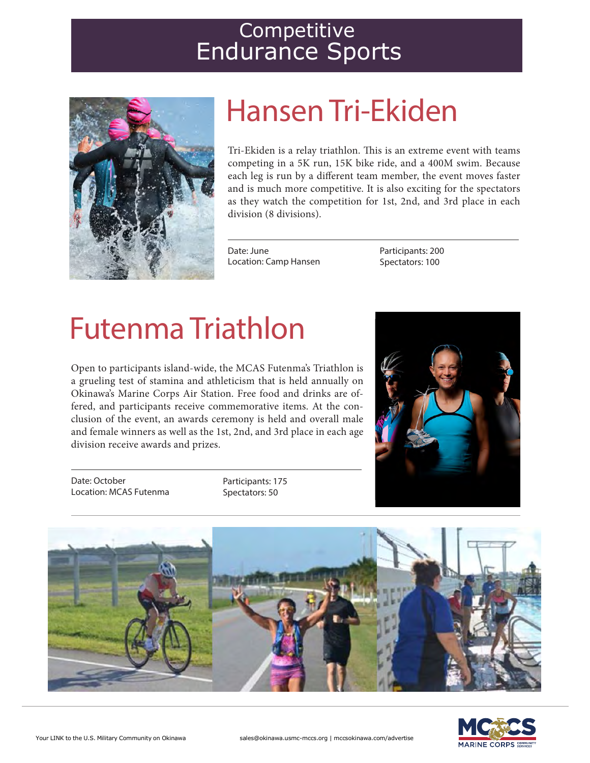# Competitive Endurance Sports

## Hansen Tri-Ekiden

Tri-Ekiden is a relay triathlon. This is an extreme event with teams competing in a 5K run, 15K bike ride, and a 400M swim. Because each leg is run by a different team member, the event moves faster and is much more competitive. It is also exciting for the spectators as they watch the competition for 1st, 2nd, and 3rd place in each division (8 divisions).

Date: June
Location: Camp Hansen

Participants: 200
Spectators: 100

## Futenma Triathlon

Open to participants island-wide, the MCAS Futenma's Triathlon is a grueling test of stamina and athleticism that is held annually on Okinawa's Marine Corps Air Station. Free food and drinks are offered, and participants receive commemorative items. At the conclusion of the event, an awards ceremony is held and overall male and female winners as well as the 1st, 2nd, and 3rd place in each age division receive awards and prizes.

Date: October
Location: MCAS Futenma

Participants: 175
Spectators: 50

Your LINK to the U.S. Military Community on Okinawa

sales@okinawa.usmc-mccs.org | mccsokinawa.com/advertise